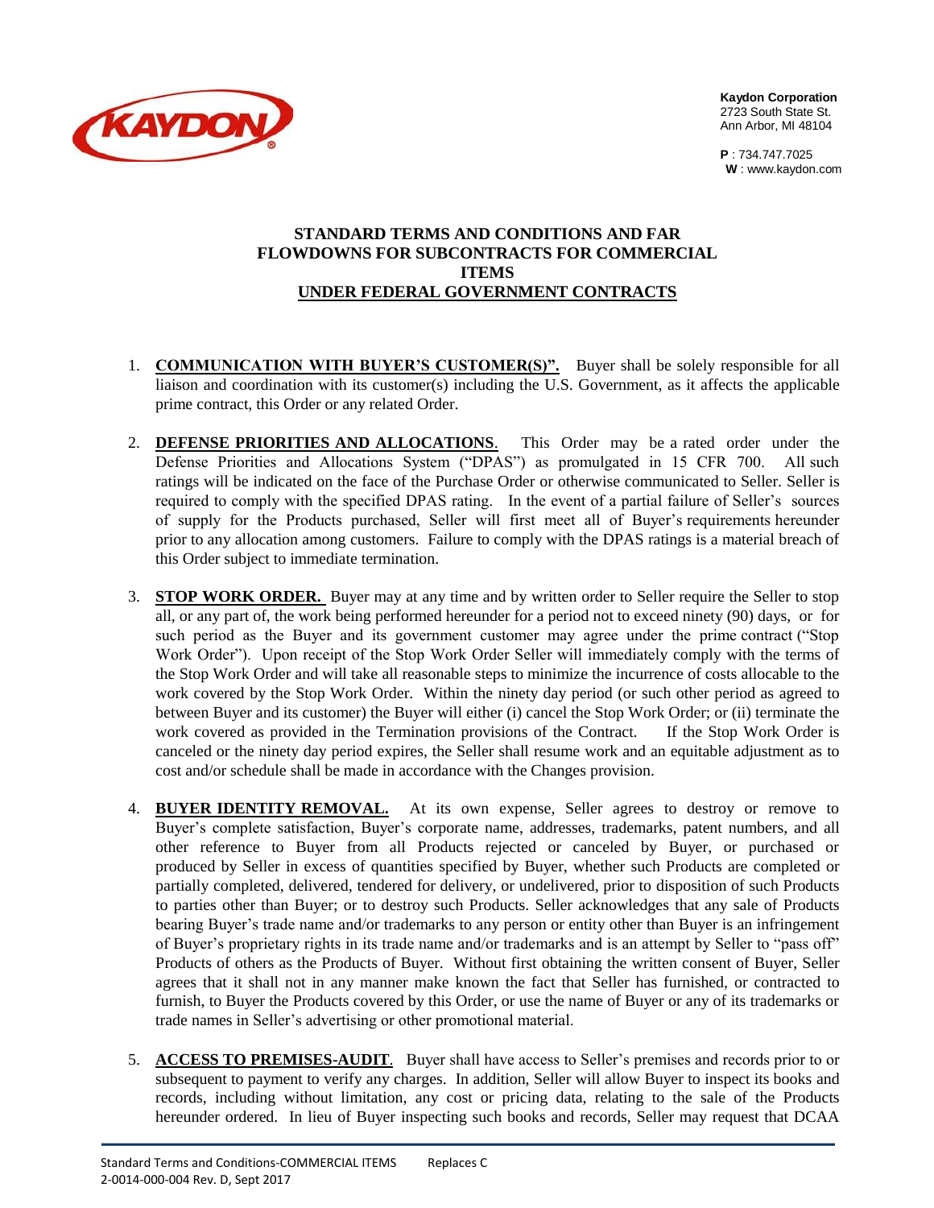**Kaydon Corporation**
2723 South State St.
Ann Arbor, MI 48104

**P** : 734.747.7025
**W** : www.kaydon.com

# STANDARD TERMS AND CONDITIONS AND FAR FLOWDOWNS FOR SUBCONTRACTS FOR COMMERCIAL ITEMS UNDER FEDERAL GOVERNMENT CONTRACTS

1. **COMMUNICATION WITH BUYER'S CUSTOMER(S)".** Buyer shall be solely responsible for all liaison and coordination with its customer(s) including the U.S. Government, as it affects the applicable prime contract, this Order or any related Order.

2. **DEFENSE PRIORITIES AND ALLOCATIONS**. This Order may be a rated order under the Defense Priorities and Allocations System ("DPAS") as promulgated in 15 CFR 700. All such ratings will be indicated on the face of the Purchase Order or otherwise communicated to Seller. Seller is required to comply with the specified DPAS rating. In the event of a partial failure of Seller's sources of supply for the Products purchased, Seller will first meet all of Buyer's requirements hereunder prior to any allocation among customers. Failure to comply with the DPAS ratings is a material breach of this Order subject to immediate termination.

3. **STOP WORK ORDER.** Buyer may at any time and by written order to Seller require the Seller to stop all, or any part of, the work being performed hereunder for a period not to exceed ninety (90) days, or for such period as the Buyer and its government customer may agree under the prime contract ("Stop Work Order"). Upon receipt of the Stop Work Order Seller will immediately comply with the terms of the Stop Work Order and will take all reasonable steps to minimize the incurrence of costs allocable to the work covered by the Stop Work Order. Within the ninety day period (or such other period as agreed to between Buyer and its customer) the Buyer will either (i) cancel the Stop Work Order; or (ii) terminate the work covered as provided in the Termination provisions of the Contract. If the Stop Work Order is canceled or the ninety day period expires, the Seller shall resume work and an equitable adjustment as to cost and/or schedule shall be made in accordance with the Changes provision.

4. **BUYER IDENTITY REMOVAL.** At its own expense, Seller agrees to destroy or remove to Buyer's complete satisfaction, Buyer's corporate name, addresses, trademarks, patent numbers, and all other reference to Buyer from all Products rejected or canceled by Buyer, or purchased or produced by Seller in excess of quantities specified by Buyer, whether such Products are completed or partially completed, delivered, tendered for delivery, or undelivered, prior to disposition of such Products to parties other than Buyer; or to destroy such Products. Seller acknowledges that any sale of Products bearing Buyer's trade name and/or trademarks to any person or entity other than Buyer is an infringement of Buyer's proprietary rights in its trade name and/or trademarks and is an attempt by Seller to "pass off" Products of others as the Products of Buyer. Without first obtaining the written consent of Buyer, Seller agrees that it shall not in any manner make known the fact that Seller has furnished, or contracted to furnish, to Buyer the Products covered by this Order, or use the name of Buyer or any of its trademarks or trade names in Seller's advertising or other promotional material.

5. **ACCESS TO PREMISES-AUDIT**. Buyer shall have access to Seller's premises and records prior to or subsequent to payment to verify any charges. In addition, Seller will allow Buyer to inspect its books and records, including without limitation, any cost or pricing data, relating to the sale of the Products hereunder ordered. In lieu of Buyer inspecting such books and records, Seller may request that DCAA

Standard Terms and Conditions-COMMERCIAL ITEMS Replaces C
2-0014-000-004 Rev. D, Sept 2017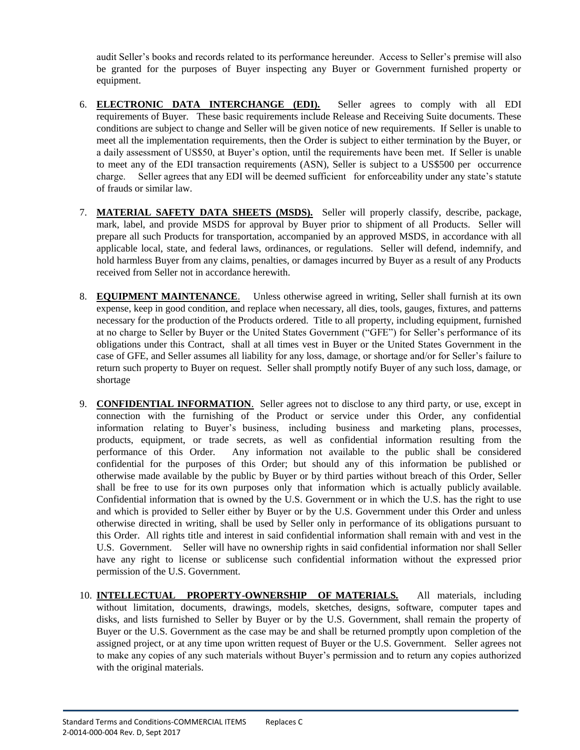audit Seller's books and records related to its performance hereunder. Access to Seller's premise will also be granted for the purposes of Buyer inspecting any Buyer or Government furnished property or equipment.

6. **ELECTRONIC DATA INTERCHANGE (EDI).** Seller agrees to comply with all EDI requirements of Buyer. These basic requirements include Release and Receiving Suite documents. These conditions are subject to change and Seller will be given notice of new requirements. If Seller is unable to meet all the implementation requirements, then the Order is subject to either termination by the Buyer, or a daily assessment of US$50, at Buyer's option, until the requirements have been met. If Seller is unable to meet any of the EDI transaction requirements (ASN), Seller is subject to a US$500 per occurrence charge. Seller agrees that any EDI will be deemed sufficient for enforceability under any state's statute of frauds or similar law.

7. **MATERIAL SAFETY DATA SHEETS (MSDS).** Seller will properly classify, describe, package, mark, label, and provide MSDS for approval by Buyer prior to shipment of all Products. Seller will prepare all such Products for transportation, accompanied by an approved MSDS, in accordance with all applicable local, state, and federal laws, ordinances, or regulations. Seller will defend, indemnify, and hold harmless Buyer from any claims, penalties, or damages incurred by Buyer as a result of any Products received from Seller not in accordance herewith.

8. **EQUIPMENT MAINTENANCE**. Unless otherwise agreed in writing, Seller shall furnish at its own expense, keep in good condition, and replace when necessary, all dies, tools, gauges, fixtures, and patterns necessary for the production of the Products ordered. Title to all property, including equipment, furnished at no charge to Seller by Buyer or the United States Government ("GFE") for Seller's performance of its obligations under this Contract, shall at all times vest in Buyer or the United States Government in the case of GFE, and Seller assumes all liability for any loss, damage, or shortage and/or for Seller's failure to return such property to Buyer on request. Seller shall promptly notify Buyer of any such loss, damage, or shortage

9. **CONFIDENTIAL INFORMATION**. Seller agrees not to disclose to any third party, or use, except in connection with the furnishing of the Product or service under this Order, any confidential information relating to Buyer's business, including business and marketing plans, processes, products, equipment, or trade secrets, as well as confidential information resulting from the performance of this Order. Any information not available to the public shall be considered confidential for the purposes of this Order; but should any of this information be published or otherwise made available by the public by Buyer or by third parties without breach of this Order, Seller shall be free to use for its own purposes only that information which is actually publicly available. Confidential information that is owned by the U.S. Government or in which the U.S. has the right to use and which is provided to Seller either by Buyer or by the U.S. Government under this Order and unless otherwise directed in writing, shall be used by Seller only in performance of its obligations pursuant to this Order. All rights title and interest in said confidential information shall remain with and vest in the U.S. Government. Seller will have no ownership rights in said confidential information nor shall Seller have any right to license or sublicense such confidential information without the expressed prior permission of the U.S. Government.

10. **INTELLECTUAL PROPERTY-OWNERSHIP OF MATERIALS.** All materials, including without limitation, documents, drawings, models, sketches, designs, software, computer tapes and disks, and lists furnished to Seller by Buyer or by the U.S. Government, shall remain the property of Buyer or the U.S. Government as the case may be and shall be returned promptly upon completion of the assigned project, or at any time upon written request of Buyer or the U.S. Government. Seller agrees not to make any copies of any such materials without Buyer's permission and to return any copies authorized with the original materials.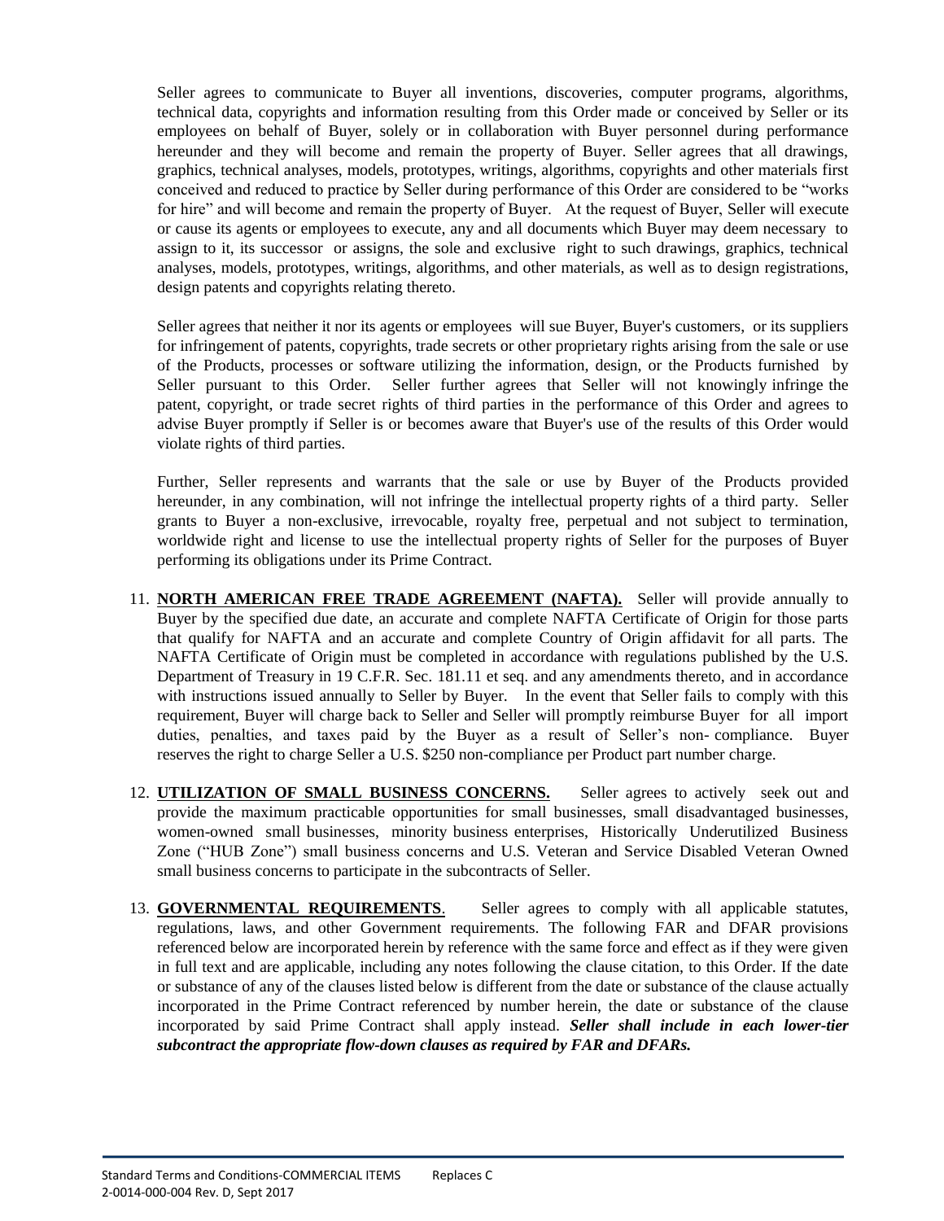Seller agrees to communicate to Buyer all inventions, discoveries, computer programs, algorithms, technical data, copyrights and information resulting from this Order made or conceived by Seller or its employees on behalf of Buyer, solely or in collaboration with Buyer personnel during performance hereunder and they will become and remain the property of Buyer. Seller agrees that all drawings, graphics, technical analyses, models, prototypes, writings, algorithms, copyrights and other materials first conceived and reduced to practice by Seller during performance of this Order are considered to be "works for hire" and will become and remain the property of Buyer. At the request of Buyer, Seller will execute or cause its agents or employees to execute, any and all documents which Buyer may deem necessary to assign to it, its successor or assigns, the sole and exclusive right to such drawings, graphics, technical analyses, models, prototypes, writings, algorithms, and other materials, as well as to design registrations, design patents and copyrights relating thereto.

Seller agrees that neither it nor its agents or employees will sue Buyer, Buyer's customers, or its suppliers for infringement of patents, copyrights, trade secrets or other proprietary rights arising from the sale or use of the Products, processes or software utilizing the information, design, or the Products furnished by Seller pursuant to this Order. Seller further agrees that Seller will not knowingly infringe the patent, copyright, or trade secret rights of third parties in the performance of this Order and agrees to advise Buyer promptly if Seller is or becomes aware that Buyer's use of the results of this Order would violate rights of third parties.

Further, Seller represents and warrants that the sale or use by Buyer of the Products provided hereunder, in any combination, will not infringe the intellectual property rights of a third party. Seller grants to Buyer a non-exclusive, irrevocable, royalty free, perpetual and not subject to termination, worldwide right and license to use the intellectual property rights of Seller for the purposes of Buyer performing its obligations under its Prime Contract.

11. **NORTH AMERICAN FREE TRADE AGREEMENT (NAFTA).** Seller will provide annually to Buyer by the specified due date, an accurate and complete NAFTA Certificate of Origin for those parts that qualify for NAFTA and an accurate and complete Country of Origin affidavit for all parts. The NAFTA Certificate of Origin must be completed in accordance with regulations published by the U.S. Department of Treasury in 19 C.F.R. Sec. 181.11 et seq. and any amendments thereto, and in accordance with instructions issued annually to Seller by Buyer. In the event that Seller fails to comply with this requirement, Buyer will charge back to Seller and Seller will promptly reimburse Buyer for all import duties, penalties, and taxes paid by the Buyer as a result of Seller's non- compliance. Buyer reserves the right to charge Seller a U.S. $250 non-compliance per Product part number charge.

12. **UTILIZATION OF SMALL BUSINESS CONCERNS.** Seller agrees to actively seek out and provide the maximum practicable opportunities for small businesses, small disadvantaged businesses, women-owned small businesses, minority business enterprises, Historically Underutilized Business Zone ("HUB Zone") small business concerns and U.S. Veteran and Service Disabled Veteran Owned small business concerns to participate in the subcontracts of Seller.

13. **GOVERNMENTAL REQUIREMENTS**. Seller agrees to comply with all applicable statutes, regulations, laws, and other Government requirements. The following FAR and DFAR provisions referenced below are incorporated herein by reference with the same force and effect as if they were given in full text and are applicable, including any notes following the clause citation, to this Order. If the date or substance of any of the clauses listed below is different from the date or substance of the clause actually incorporated in the Prime Contract referenced by number herein, the date or substance of the clause incorporated by said Prime Contract shall apply instead. ***Seller shall include in each lower-tier subcontract the appropriate flow-down clauses as required by FAR and DFARs.***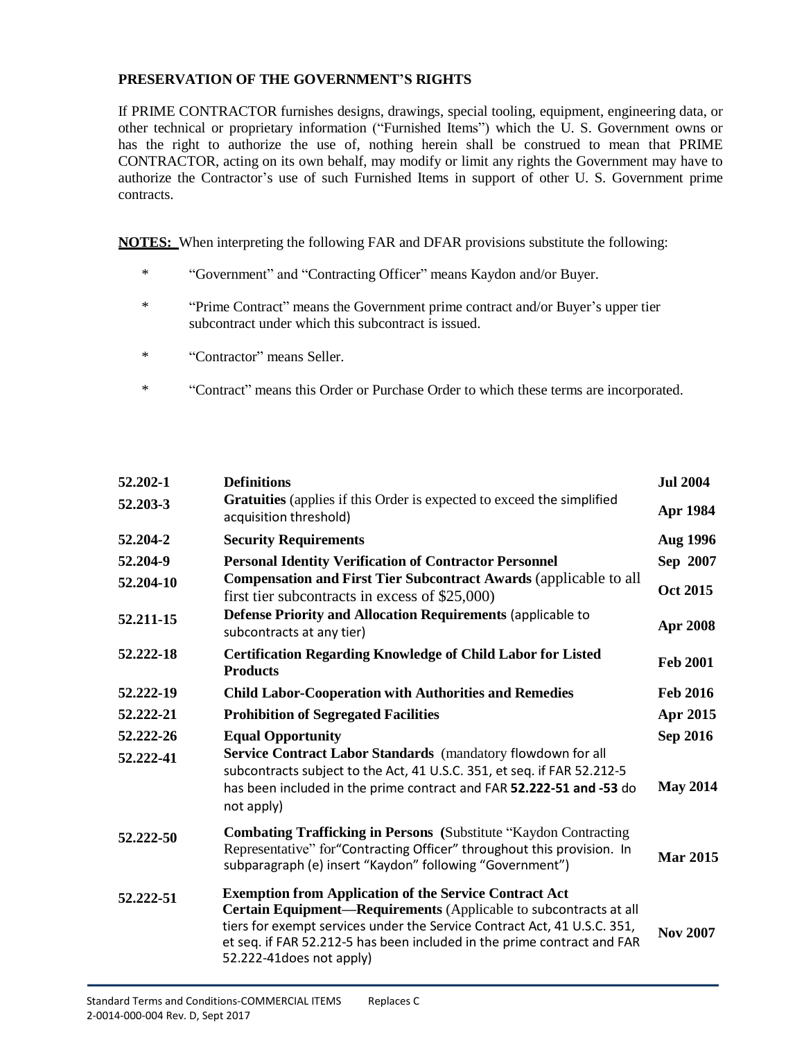**PRESERVATION OF THE GOVERNMENT'S RIGHTS**

If PRIME CONTRACTOR furnishes designs, drawings, special tooling, equipment, engineering data, or other technical or proprietary information ("Furnished Items") which the U. S. Government owns or has the right to authorize the use of, nothing herein shall be construed to mean that PRIME CONTRACTOR, acting on its own behalf, may modify or limit any rights the Government may have to authorize the Contractor's use of such Furnished Items in support of other U. S. Government prime contracts.

**NOTES:** When interpreting the following FAR and DFAR provisions substitute the following:

- "Government" and "Contracting Officer" means Kaydon and/or Buyer.
- "Prime Contract" means the Government prime contract and/or Buyer's upper tier subcontract under which this subcontract is issued.
- "Contractor" means Seller.
- "Contract" means this Order or Purchase Order to which these terms are incorporated.

| | | |
|---|---|---|
| **52.202-1** | **Definitions** | **Jul 2004** |
| **52.203-3** | **Gratuities** (applies if this Order is expected to exceed the simplified acquisition threshold) | **Apr 1984** |
| **52.204-2** | **Security Requirements** | **Aug 1996** |
| **52.204-9** | **Personal Identity Verification of Contractor Personnel** | **Sep 2007** |
| **52.204-10** | **Compensation and First Tier Subcontract Awards** (applicable to all first tier subcontracts in excess of $25,000) | **Oct 2015** |
| **52.211-15** | **Defense Priority and Allocation Requirements** (applicable to subcontracts at any tier) | **Apr 2008** |
| **52.222-18** | **Certification Regarding Knowledge of Child Labor for Listed Products** | **Feb 2001** |
| **52.222-19** | **Child Labor-Cooperation with Authorities and Remedies** | **Feb 2016** |
| **52.222-21** | **Prohibition of Segregated Facilities** | **Apr 2015** |
| **52.222-26** | **Equal Opportunity** | **Sep 2016** |
| **52.222-41** | **Service Contract Labor Standards** (mandatory flowdown for all subcontracts subject to the Act, 41 U.S.C. 351, et seq. if FAR 52.212-5 has been included in the prime contract and FAR **52.222-51 and -53** do not apply) | **May 2014** |
| **52.222-50** | **Combating Trafficking in Persons (**Substitute "Kaydon Contracting Representative" for"Contracting Officer" throughout this provision. In subparagraph (e) insert "Kaydon" following "Government") | **Mar 2015** |
| **52.222-51** | **Exemption from Application of the Service Contract Act Certain Equipment—Requirements** (Applicable to subcontracts at all tiers for exempt services under the Service Contract Act, 41 U.S.C. 351, et seq. if FAR 52.212-5 has been included in the prime contract and FAR 52.222-41does not apply) | **Nov 2007** |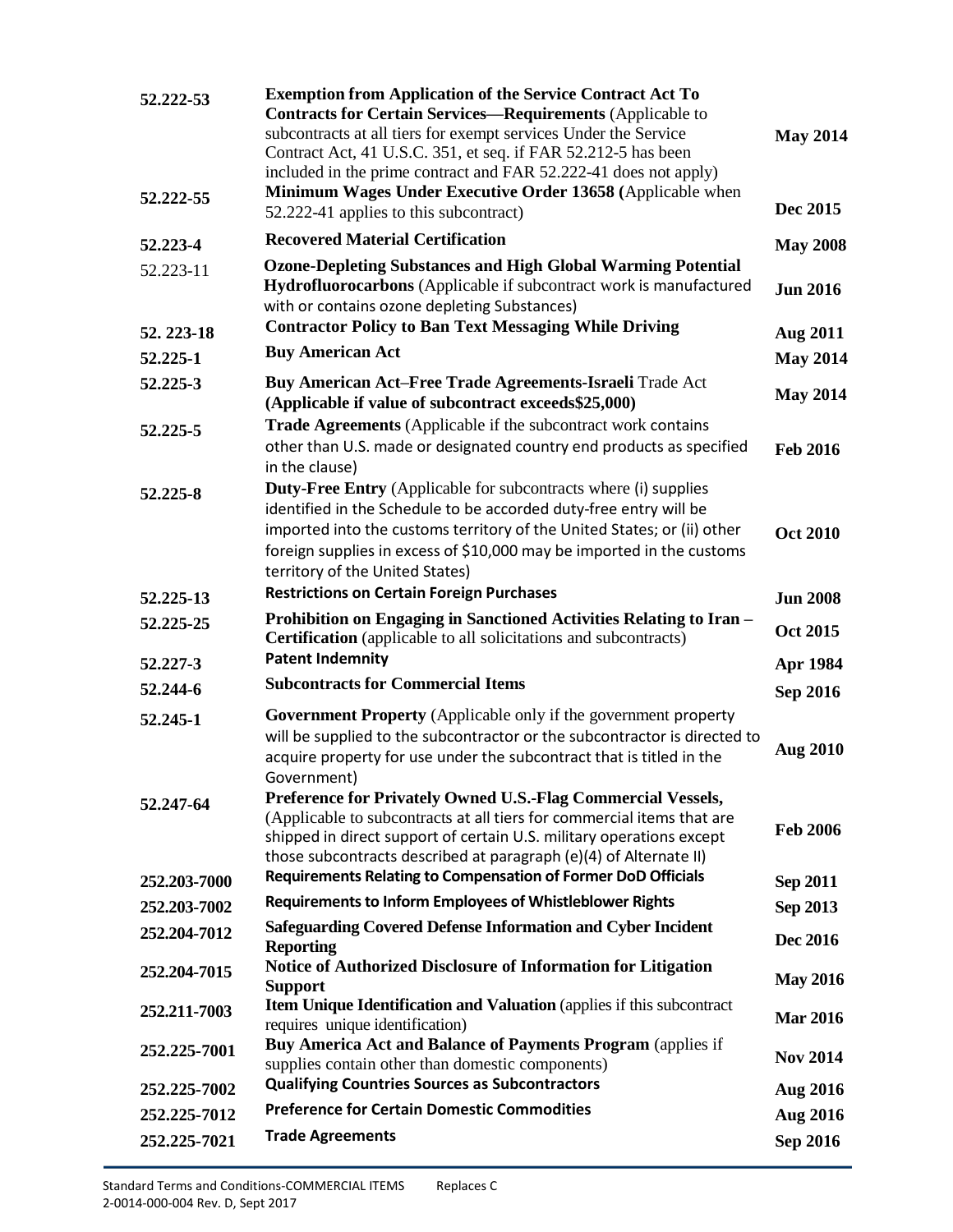| | | |
|---|---|---|
| **52.222-53** | **Exemption from Application of the Service Contract Act To Contracts for Certain Services—Requirements** (Applicable to subcontracts at all tiers for exempt services Under the Service Contract Act, 41 U.S.C. 351, et seq. if FAR 52.212-5 has been included in the prime contract and FAR 52.222-41 does not apply) | **May 2014** |
| **52.222-55** | **Minimum Wages Under Executive Order 13658 (**Applicable when 52.222-41 applies to this subcontract) | **Dec 2015** |
| **52.223-4** | **Recovered Material Certification** | **May 2008** |
| 52.223-11 | **Ozone-Depleting Substances and High Global Warming Potential Hydrofluorocarbons** (Applicable if subcontract work is manufactured with or contains ozone depleting Substances) | **Jun 2016** |
| **52. 223-18** | **Contractor Policy to Ban Text Messaging While Driving** | **Aug 2011** |
| **52.225-1** | **Buy American Act** | **May 2014** |
| **52.225-3** | **Buy American Act–Free Trade Agreements-Israeli** Trade Act **(Applicable if value of subcontract exceeds$25,000)** | **May 2014** |
| **52.225-5** | **Trade Agreements** (Applicable if the subcontract work contains other than U.S. made or designated country end products as specified in the clause) | **Feb 2016** |
| **52.225-8** | **Duty-Free Entry** (Applicable for subcontracts where (i) supplies identified in the Schedule to be accorded duty-free entry will be imported into the customs territory of the United States; or (ii) other foreign supplies in excess of $10,000 may be imported in the customs territory of the United States) | **Oct 2010** |
| **52.225-13** | **Restrictions on Certain Foreign Purchases** | **Jun 2008** |
| **52.225-25** | **Prohibition on Engaging in Sanctioned Activities Relating to Iran – Certification** (applicable to all solicitations and subcontracts) | **Oct 2015** |
| **52.227-3** | **Patent Indemnity** | **Apr 1984** |
| **52.244-6** | **Subcontracts for Commercial Items** | **Sep 2016** |
| **52.245-1** | **Government Property** (Applicable only if the government property will be supplied to the subcontractor or the subcontractor is directed to acquire property for use under the subcontract that is titled in the Government) | **Aug 2010** |
| **52.247-64** | **Preference for Privately Owned U.S.-Flag Commercial Vessels,** (Applicable to subcontracts at all tiers for commercial items that are shipped in direct support of certain U.S. military operations except those subcontracts described at paragraph (e)(4) of Alternate II) | **Feb 2006** |
| **252.203-7000** | **Requirements Relating to Compensation of Former DoD Officials** | **Sep 2011** |
| **252.203-7002** | **Requirements to Inform Employees of Whistleblower Rights** | **Sep 2013** |
| **252.204-7012** | **Safeguarding Covered Defense Information and Cyber Incident Reporting** | **Dec 2016** |
| **252.204-7015** | **Notice of Authorized Disclosure of Information for Litigation Support** | **May 2016** |
| **252.211-7003** | **Item Unique Identification and Valuation** (applies if this subcontract requires unique identification) | **Mar 2016** |
| **252.225-7001** | **Buy America Act and Balance of Payments Program** (applies if supplies contain other than domestic components) | **Nov 2014** |
| **252.225-7002** | **Qualifying Countries Sources as Subcontractors** | **Aug 2016** |
| **252.225-7012** | **Preference for Certain Domestic Commodities** | **Aug 2016** |
| **252.225-7021** | **Trade Agreements** | **Sep 2016** |

Standard Terms and Conditions-COMMERCIAL ITEMS Replaces C
2-0014-000-004 Rev. D, Sept 2017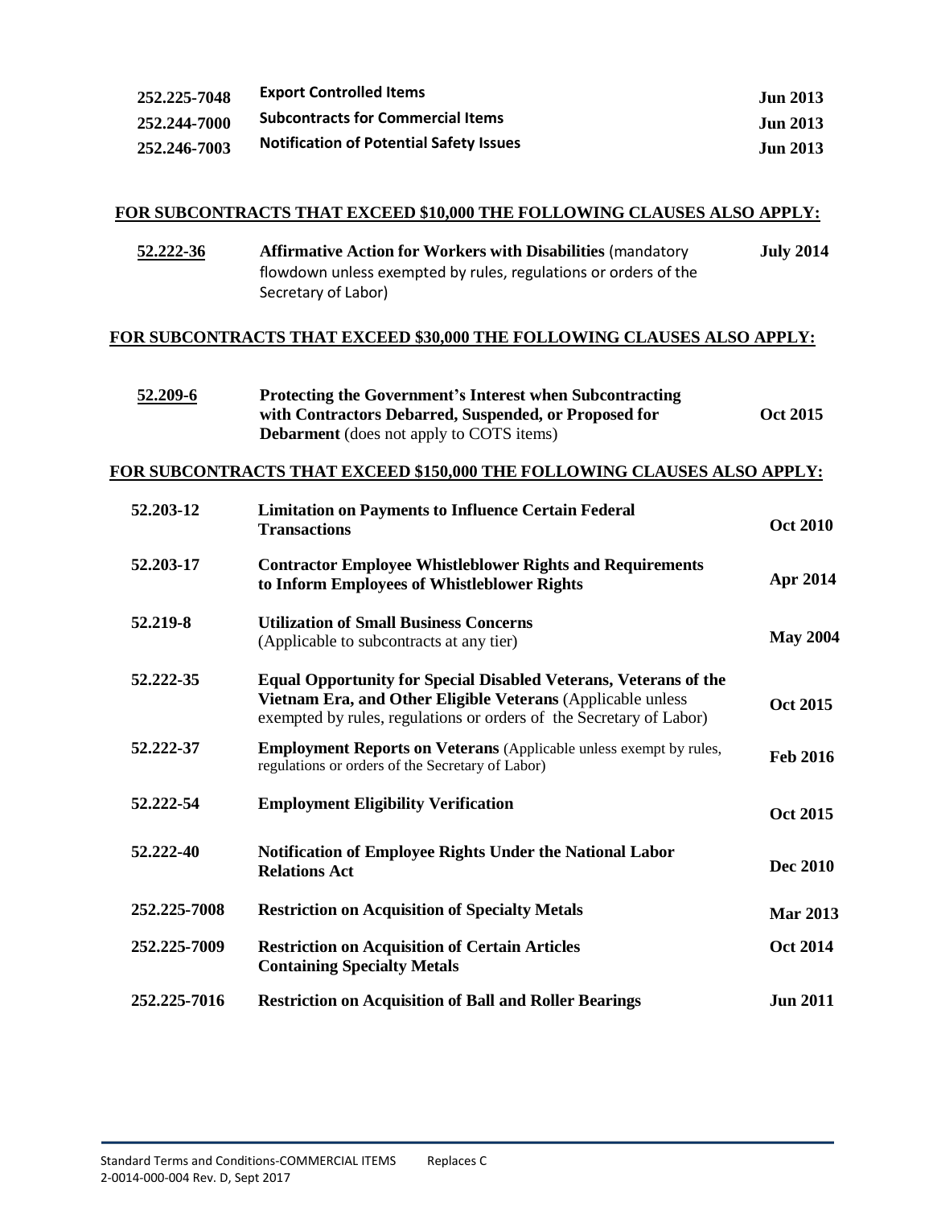| | | |
|---|---|---|
| 252.225-7048 | **Export Controlled Items** | **Jun 2013** |
| 252.244-7000 | **Subcontracts for Commercial Items** | **Jun 2013** |
| 252.246-7003 | **Notification of Potential Safety Issues** | **Jun 2013** |

**<u>FOR SUBCONTRACTS THAT EXCEED $10,000 THE FOLLOWING CLAUSES ALSO APPLY:</u>**

| | | |
|---|---|---|
| **<u>52.222-36</u>** | **Affirmative Action for Workers with Disabilities** (mandatory flowdown unless exempted by rules, regulations or orders of the Secretary of Labor) | **July 2014** |

**<u>FOR SUBCONTRACTS THAT EXCEED $30,000 THE FOLLOWING CLAUSES ALSO APPLY:</u>**

| | | |
|---|---|---|
| **<u>52.209-6</u>** | **Protecting the Government's Interest when Subcontracting with Contractors Debarred, Suspended, or Proposed for Debarment** (does not apply to COTS items) | **Oct 2015** |

**<u>FOR SUBCONTRACTS THAT EXCEED $150,000 THE FOLLOWING CLAUSES ALSO APPLY:</u>**

| | | |
|---|---|---|
| **52.203-12** | **Limitation on Payments to Influence Certain Federal Transactions** | **Oct 2010** |
| **52.203-17** | **Contractor Employee Whistleblower Rights and Requirements to Inform Employees of Whistleblower Rights** | **Apr 2014** |
| **52.219-8** | **Utilization of Small Business Concerns** (Applicable to subcontracts at any tier) | **May 2004** |
| **52.222-35** | **Equal Opportunity for Special Disabled Veterans, Veterans of the Vietnam Era, and Other Eligible Veterans** (Applicable unless exempted by rules, regulations or orders of the Secretary of Labor) | **Oct 2015** |
| **52.222-37** | **Employment Reports on Veterans** (Applicable unless exempt by rules, regulations or orders of the Secretary of Labor) | **Feb 2016** |
| **52.222-54** | **Employment Eligibility Verification** | **Oct 2015** |
| **52.222-40** | **Notification of Employee Rights Under the National Labor Relations Act** | **Dec 2010** |
| **252.225-7008** | **Restriction on Acquisition of Specialty Metals** | **Mar 2013** |
| **252.225-7009** | **Restriction on Acquisition of Certain Articles Containing Specialty Metals** | **Oct 2014** |
| **252.225-7016** | **Restriction on Acquisition of Ball and Roller Bearings** | **Jun 2011** |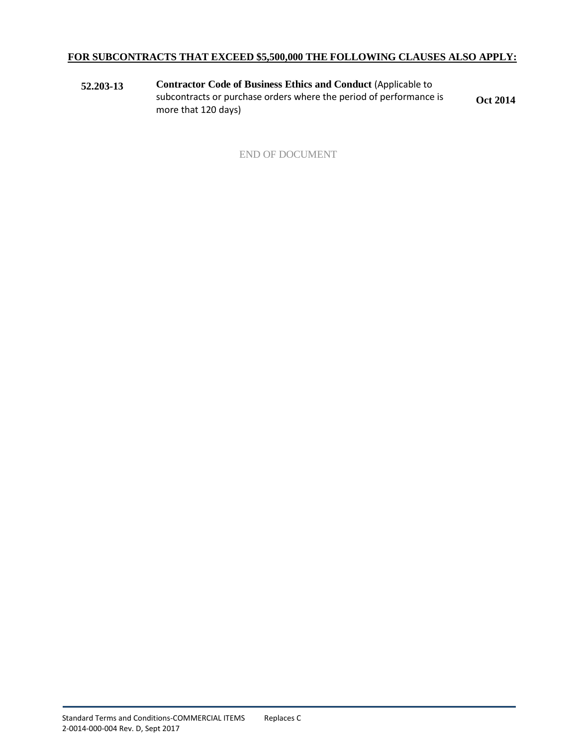**FOR SUBCONTRACTS THAT EXCEED $5,500,000 THE FOLLOWING CLAUSES ALSO APPLY:**

| | | |
|---|---|---|
| **52.203-13** | **Contractor Code of Business Ethics and Conduct** (Applicable to subcontracts or purchase orders where the period of performance is more that 120 days) | **Oct 2014** |

END OF DOCUMENT